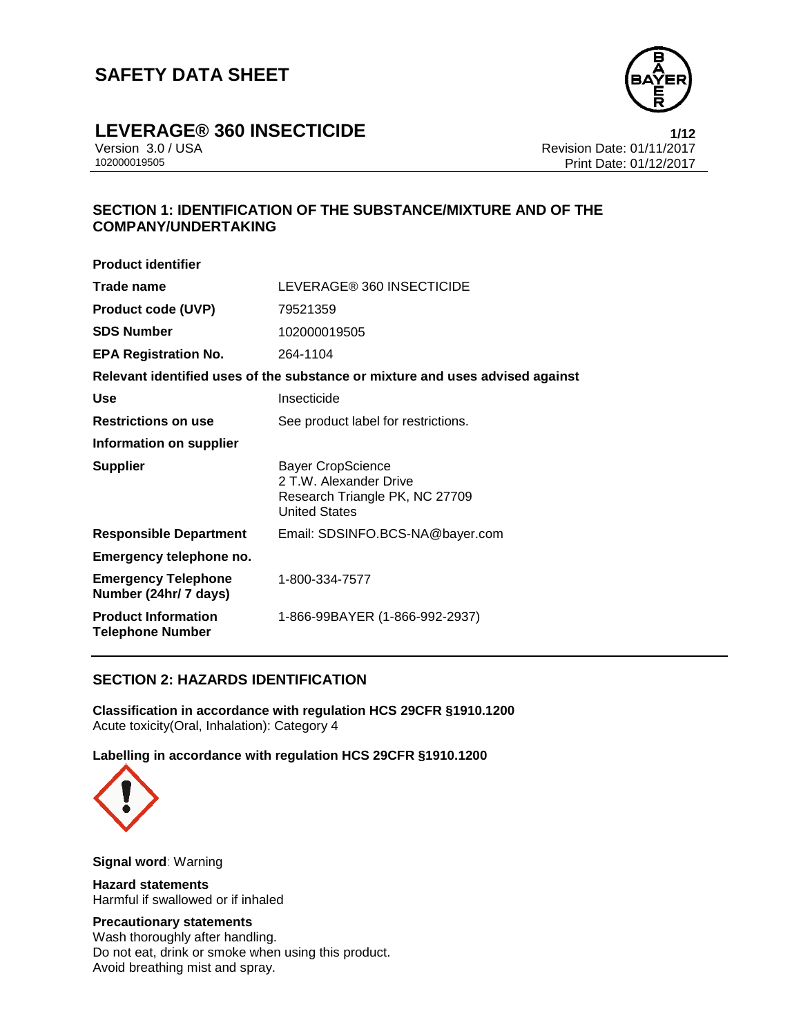# SAFETY DATA SHEET

## LEVERAGE® 360 INSECTICIDE

Version 3.0 / USA
102000019505

Revision Date: 01/11/2017
Print Date: 01/12/2017

## SECTION 1: IDENTIFICATION OF THE SUBSTANCE/MIXTURE AND OF THE COMPANY/UNDERTAKING

**Product identifier**

| | |
|---|---|
| **Trade name** | LEVERAGE® 360 INSECTICIDE |
| **Product code (UVP)** | 79521359 |
| **SDS Number** | 102000019505 |
| **EPA Registration No.** | 264-1104 |

**Relevant identified uses of the substance or mixture and uses advised against**

| | |
|---|---|
| **Use** | Insecticide |
| **Restrictions on use** | See product label for restrictions. |

**Information on supplier**

| | |
|---|---|
| **Supplier** | Bayer CropScience<br>2 T.W. Alexander Drive<br>Research Triangle PK, NC 27709<br>United States |
| **Responsible Department** | Email: SDSINFO.BCS-NA@bayer.com |

**Emergency telephone no.**

| | |
|---|---|
| **Emergency Telephone Number (24hr/ 7 days)** | 1-800-334-7577 |
| **Product Information Telephone Number** | 1-866-99BAYER (1-866-992-2937) |

## SECTION 2: HAZARDS IDENTIFICATION

**Classification in accordance with regulation HCS 29CFR §1910.1200**
Acute toxicity(Oral, Inhalation): Category 4

**Labelling in accordance with regulation HCS 29CFR §1910.1200**

**Signal word**: Warning

**Hazard statements**
Harmful if swallowed or if inhaled

**Precautionary statements**
Wash thoroughly after handling.
Do not eat, drink or smoke when using this product.
Avoid breathing mist and spray.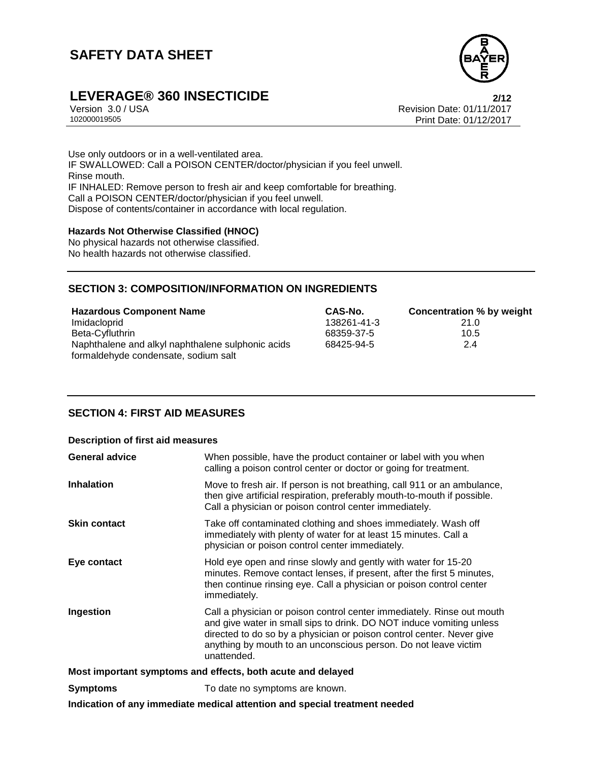Use only outdoors or in a well-ventilated area.
IF SWALLOWED: Call a POISON CENTER/doctor/physician if you feel unwell.
Rinse mouth.
IF INHALED: Remove person to fresh air and keep comfortable for breathing.
Call a POISON CENTER/doctor/physician if you feel unwell.
Dispose of contents/container in accordance with local regulation.

**Hazards Not Otherwise Classified (HNOC)**
No physical hazards not otherwise classified.
No health hazards not otherwise classified.

## SECTION 3: COMPOSITION/INFORMATION ON INGREDIENTS

| Hazardous Component Name | CAS-No. | Concentration % by weight |
|---|---|---|
| Imidacloprid | 138261-41-3 | 21.0 |
| Beta-Cyfluthrin | 68359-37-5 | 10.5 |
| Naphthalene and alkyl naphthalene sulphonic acids formaldehyde condensate, sodium salt | 68425-94-5 | 2.4 |

## SECTION 4: FIRST AID MEASURES

**Description of first aid measures**

**General advice** When possible, have the product container or label with you when calling a poison control center or doctor or going for treatment.

**Inhalation** Move to fresh air. If person is not breathing, call 911 or an ambulance, then give artificial respiration, preferably mouth-to-mouth if possible. Call a physician or poison control center immediately.

**Skin contact** Take off contaminated clothing and shoes immediately. Wash off immediately with plenty of water for at least 15 minutes. Call a physician or poison control center immediately.

**Eye contact** Hold eye open and rinse slowly and gently with water for 15-20 minutes. Remove contact lenses, if present, after the first 5 minutes, then continue rinsing eye. Call a physician or poison control center immediately.

**Ingestion** Call a physician or poison control center immediately. Rinse out mouth and give water in small sips to drink. DO NOT induce vomiting unless directed to do so by a physician or poison control center. Never give anything by mouth to an unconscious person. Do not leave victim unattended.

**Most important symptoms and effects, both acute and delayed**

**Symptoms** To date no symptoms are known.

**Indication of any immediate medical attention and special treatment needed**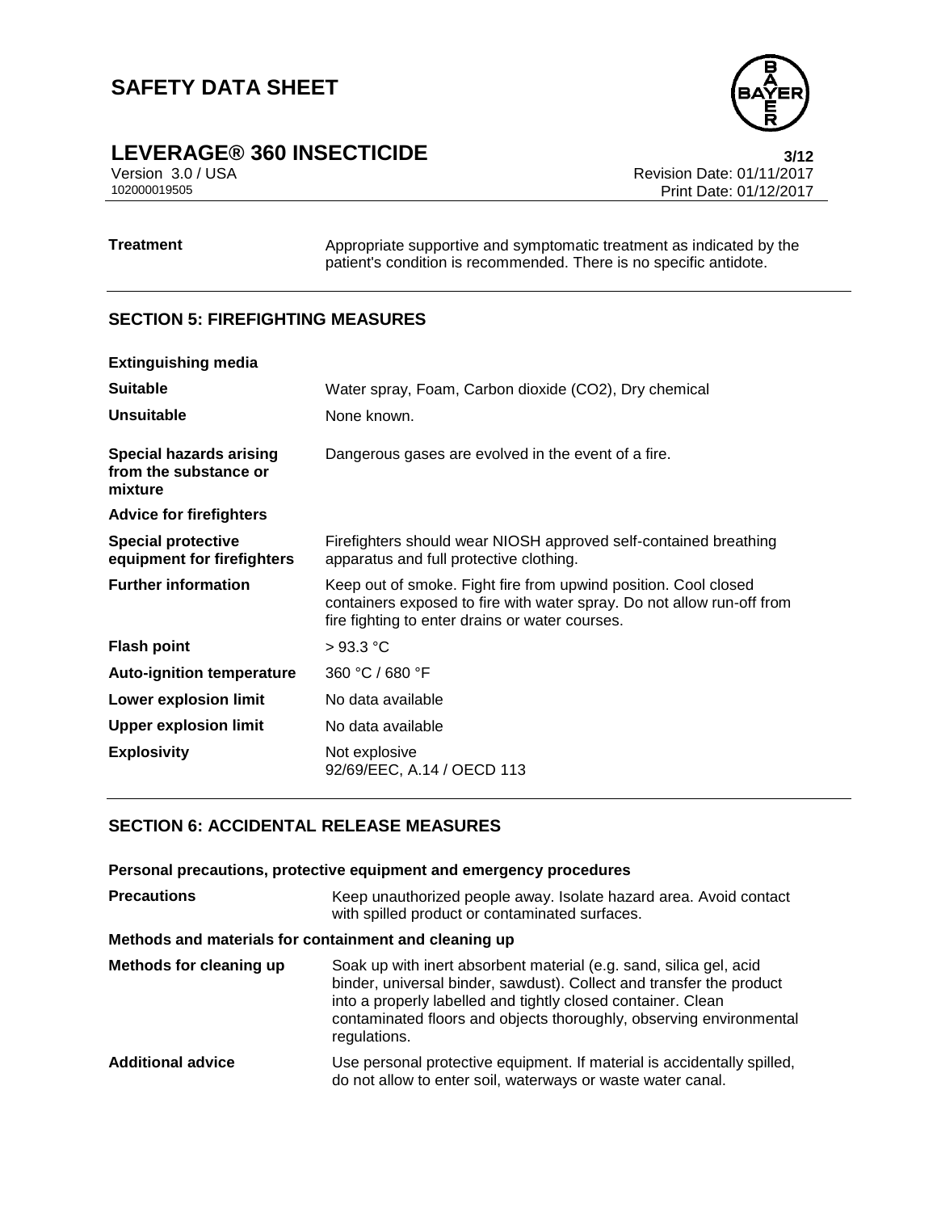| | |
|---|---|
| **Treatment** | Appropriate supportive and symptomatic treatment as indicated by the patient's condition is recommended. There is no specific antidote. |

## SECTION 5: FIREFIGHTING MEASURES

| | |
|---|---|
| **Extinguishing media** | |
| **Suitable** | Water spray, Foam, Carbon dioxide ($CO_2$), Dry chemical |
| **Unsuitable** | None known. |
| **Special hazards arising from the substance or mixture** | Dangerous gases are evolved in the event of a fire. |
| **Advice for firefighters** | |
| **Special protective equipment for firefighters** | Firefighters should wear NIOSH approved self-contained breathing apparatus and full protective clothing. |
| **Further information** | Keep out of smoke. Fight fire from upwind position. Cool closed containers exposed to fire with water spray. Do not allow run-off from fire fighting to enter drains or water courses. |
| **Flash point** | > 93.3 °C |
| **Auto-ignition temperature** | 360 °C / 680 °F |
| **Lower explosion limit** | No data available |
| **Upper explosion limit** | No data available |
| **Explosivity** | Not explosive<br>92/69/EEC, A.14 / OECD 113 |

## SECTION 6: ACCIDENTAL RELEASE MEASURES

**Personal precautions, protective equipment and emergency procedures**

| | |
|---|---|
| **Precautions** | Keep unauthorized people away. Isolate hazard area. Avoid contact with spilled product or contaminated surfaces. |

**Methods and materials for containment and cleaning up**

| | |
|---|---|
| **Methods for cleaning up** | Soak up with inert absorbent material (e.g. sand, silica gel, acid binder, universal binder, sawdust). Collect and transfer the product into a properly labelled and tightly closed container. Clean contaminated floors and objects thoroughly, observing environmental regulations. |
| **Additional advice** | Use personal protective equipment. If material is accidentally spilled, do not allow to enter soil, waterways or waste water canal. |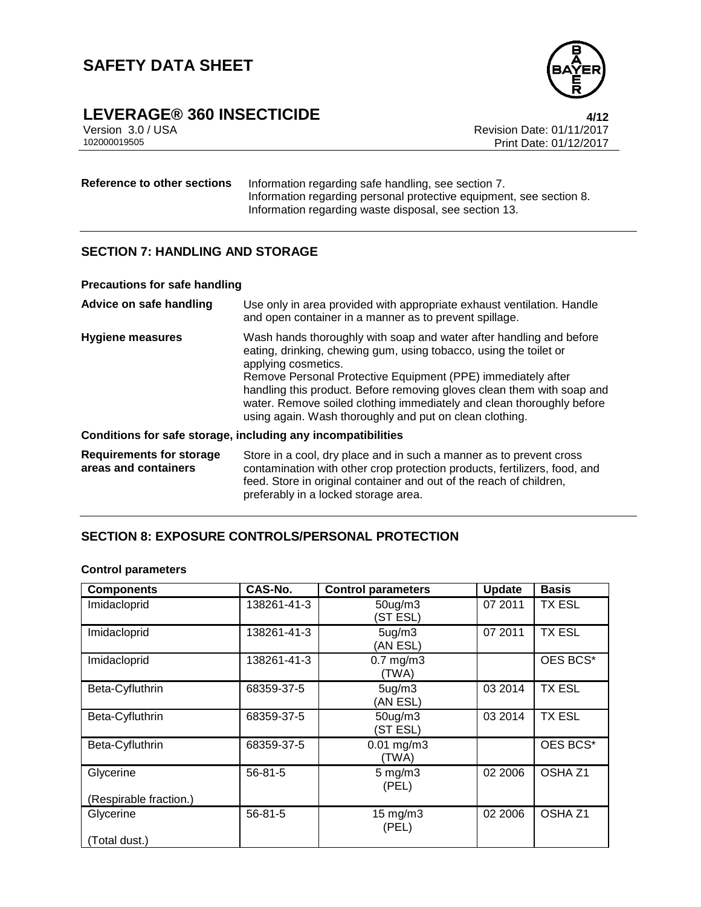| | |
|---|---|
| **Reference to other sections** | Information regarding safe handling, see section 7.<br>Information regarding personal protective equipment, see section 8.<br>Information regarding waste disposal, see section 13. |

## SECTION 7: HANDLING AND STORAGE

### Precautions for safe handling

| | |
|---|---|
| **Advice on safe handling** | Use only in area provided with appropriate exhaust ventilation. Handle and open container in a manner as to prevent spillage. |
| **Hygiene measures** | Wash hands thoroughly with soap and water after handling and before eating, drinking, chewing gum, using tobacco, using the toilet or applying cosmetics.<br>Remove Personal Protective Equipment (PPE) immediately after handling this product. Before removing gloves clean them with soap and water. Remove soiled clothing immediately and clean thoroughly before using again. Wash thoroughly and put on clean clothing. |

### Conditions for safe storage, including any incompatibilities

| | |
|---|---|
| **Requirements for storage areas and containers** | Store in a cool, dry place and in such a manner as to prevent cross contamination with other crop protection products, fertilizers, food, and feed. Store in original container and out of the reach of children, preferably in a locked storage area. |

## SECTION 8: EXPOSURE CONTROLS/PERSONAL PROTECTION

### Control parameters

| Components | CAS-No. | Control parameters | Update | Basis |
|---|---|---|---|---|
| Imidacloprid | 138261-41-3 | 50ug/m3 (ST ESL) | 07 2011 | TX ESL |
| Imidacloprid | 138261-41-3 | 5ug/m3 (AN ESL) | 07 2011 | TX ESL |
| Imidacloprid | 138261-41-3 | 0.7 mg/m3 (TWA) | | OES BCS* |
| Beta-Cyfluthrin | 68359-37-5 | 5ug/m3 (AN ESL) | 03 2014 | TX ESL |
| Beta-Cyfluthrin | 68359-37-5 | 50ug/m3 (ST ESL) | 03 2014 | TX ESL |
| Beta-Cyfluthrin | 68359-37-5 | 0.01 mg/m3 (TWA) | | OES BCS* |
| Glycerine (Respirable fraction.) | 56-81-5 | 5 mg/m3 (PEL) | 02 2006 | OSHA Z1 |
| Glycerine (Total dust.) | 56-81-5 | 15 mg/m3 (PEL) | 02 2006 | OSHA Z1 |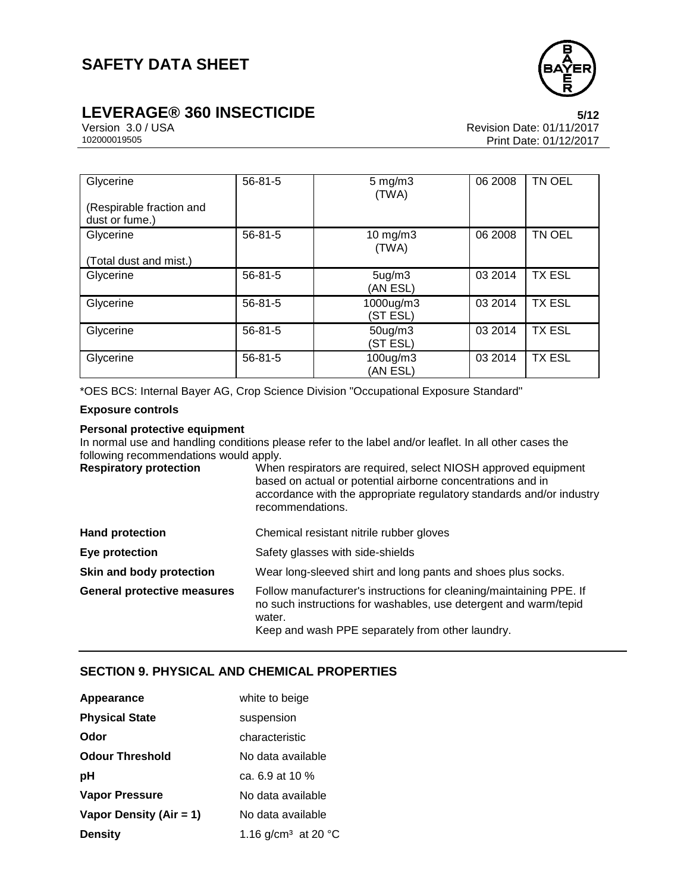| Glycerine<br><br>(Respirable fraction and dust or fume.) | 56-81-5 | 5 mg/m3 (TWA) | 06 2008 | TN OEL |
|---|---|---|---|---|
| Glycerine<br><br>(Total dust and mist.) | 56-81-5 | 10 mg/m3 (TWA) | 06 2008 | TN OEL |
| Glycerine | 56-81-5 | 5ug/m3 (AN ESL) | 03 2014 | TX ESL |
| Glycerine | 56-81-5 | 1000ug/m3 (ST ESL) | 03 2014 | TX ESL |
| Glycerine | 56-81-5 | 50ug/m3 (ST ESL) | 03 2014 | TX ESL |
| Glycerine | 56-81-5 | 100ug/m3 (AN ESL) | 03 2014 | TX ESL |

*OES BCS: Internal Bayer AG, Crop Science Division "Occupational Exposure Standard"

**Exposure controls**

**Personal protective equipment**

In normal use and handling conditions please refer to the label and/or leaflet. In all other cases the following recommendations would apply.

**Respiratory protection** When respirators are required, select NIOSH approved equipment based on actual or potential airborne concentrations and in accordance with the appropriate regulatory standards and/or industry recommendations.

**Hand protection** Chemical resistant nitrile rubber gloves

**Eye protection** Safety glasses with side-shields

**Skin and body protection** Wear long-sleeved shirt and long pants and shoes plus socks.

**General protective measures** Follow manufacturer's instructions for cleaning/maintaining PPE. If no such instructions for washables, use detergent and warm/tepid water.
Keep and wash PPE separately from other laundry.

## SECTION 9. PHYSICAL AND CHEMICAL PROPERTIES

**Appearance** white to beige

**Physical State** suspension

**Odor** characteristic

**Odour Threshold** No data available

**pH** ca. 6.9 at 10 %

**Vapor Pressure** No data available

**Vapor Density (Air = 1)** No data available

**Density** 1.16 g/cm³ at 20 °C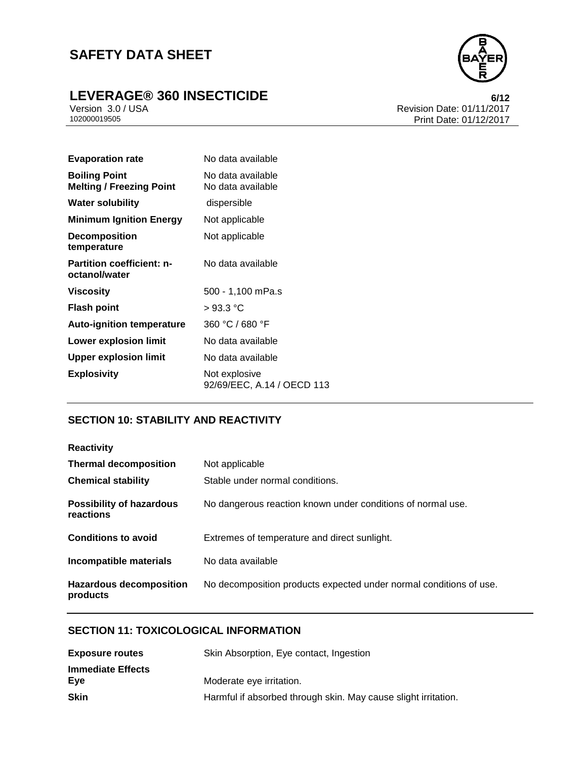| | |
|---|---|
| **Evaporation rate** | No data available |
| **Boiling Point** | No data available |
| **Melting / Freezing Point** | No data available |
| **Water solubility** | dispersible |
| **Minimum Ignition Energy** | Not applicable |
| **Decomposition temperature** | Not applicable |
| **Partition coefficient: n-octanol/water** | No data available |
| **Viscosity** | 500 - 1,100 mPa.s |
| **Flash point** | > 93.3 °C |
| **Auto-ignition temperature** | 360 °C / 680 °F |
| **Lower explosion limit** | No data available |
| **Upper explosion limit** | No data available |
| **Explosivity** | Not explosive<br>92/69/EEC, A.14 / OECD 113 |

## SECTION 10: STABILITY AND REACTIVITY

**Reactivity**

| | |
|---|---|
| **Thermal decomposition** | Not applicable |
| **Chemical stability** | Stable under normal conditions. |
| **Possibility of hazardous reactions** | No dangerous reaction known under conditions of normal use. |
| **Conditions to avoid** | Extremes of temperature and direct sunlight. |
| **Incompatible materials** | No data available |
| **Hazardous decomposition products** | No decomposition products expected under normal conditions of use. |

## SECTION 11: TOXICOLOGICAL INFORMATION

| | |
|---|---|
| **Exposure routes** | Skin Absorption, Eye contact, Ingestion |

**Immediate Effects**

| | |
|---|---|
| **Eye** | Moderate eye irritation. |
| **Skin** | Harmful if absorbed through skin. May cause slight irritation. |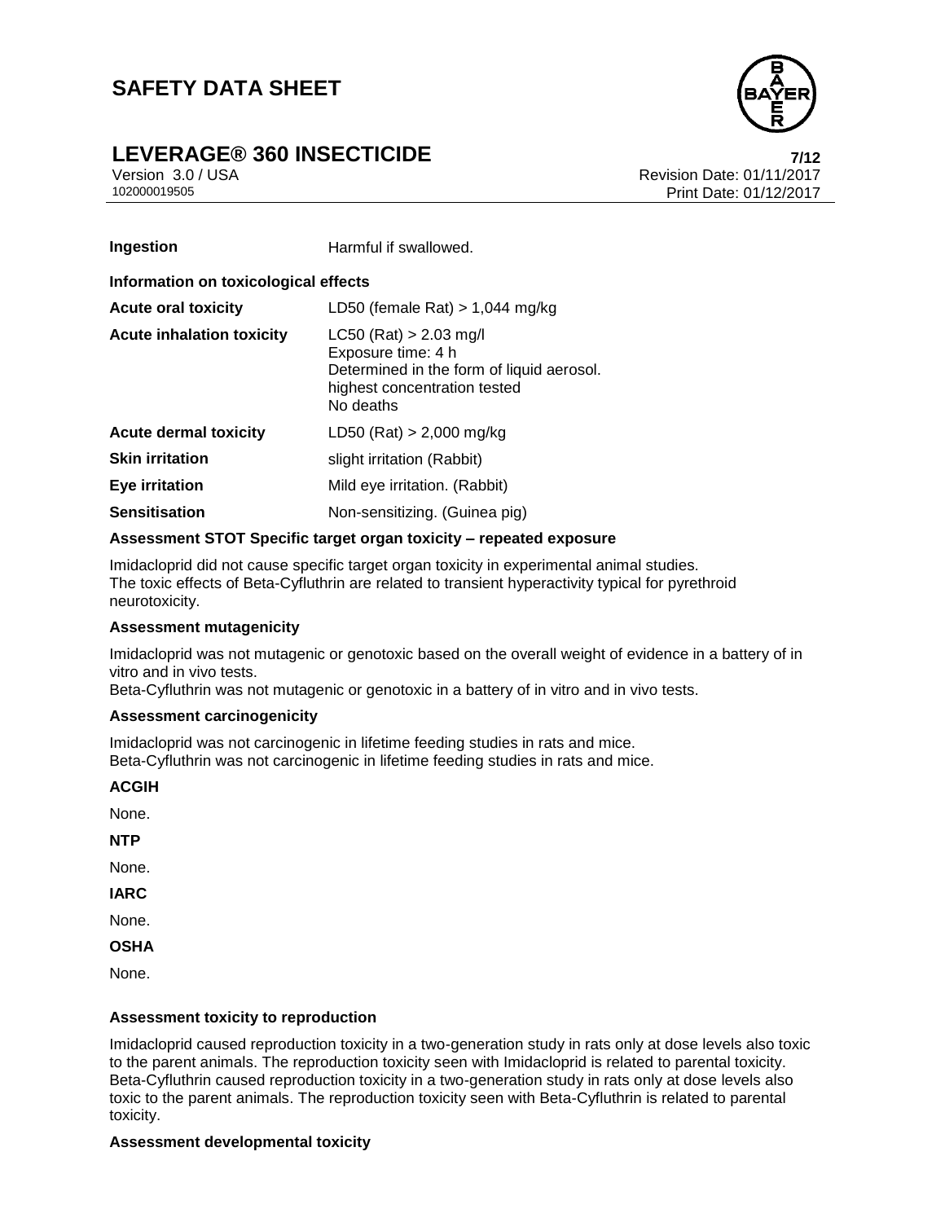| | |
|---|---|
| **Ingestion** | Harmful if swallowed. |

**Information on toxicological effects**

| | |
|---|---|
| **Acute oral toxicity** | LD50 (female Rat) > 1,044 mg/kg |
| **Acute inhalation toxicity** | LC50 (Rat) > 2.03 mg/l<br>Exposure time: 4 h<br>Determined in the form of liquid aerosol.<br>highest concentration tested<br>No deaths |
| **Acute dermal toxicity** | LD50 (Rat) > 2,000 mg/kg |
| **Skin irritation** | slight irritation (Rabbit) |
| **Eye irritation** | Mild eye irritation. (Rabbit) |
| **Sensitisation** | Non-sensitizing. (Guinea pig) |

**Assessment STOT Specific target organ toxicity – repeated exposure**

Imidacloprid did not cause specific target organ toxicity in experimental animal studies.
The toxic effects of Beta-Cyfluthrin are related to transient hyperactivity typical for pyrethroid neurotoxicity.

**Assessment mutagenicity**

Imidacloprid was not mutagenic or genotoxic based on the overall weight of evidence in a battery of in vitro and in vivo tests.
Beta-Cyfluthrin was not mutagenic or genotoxic in a battery of in vitro and in vivo tests.

**Assessment carcinogenicity**

Imidacloprid was not carcinogenic in lifetime feeding studies in rats and mice.
Beta-Cyfluthrin was not carcinogenic in lifetime feeding studies in rats and mice.

**ACGIH**

None.

**NTP**

None.

**IARC**

None.

**OSHA**

None.

**Assessment toxicity to reproduction**

Imidacloprid caused reproduction toxicity in a two-generation study in rats only at dose levels also toxic to the parent animals. The reproduction toxicity seen with Imidacloprid is related to parental toxicity.
Beta-Cyfluthrin caused reproduction toxicity in a two-generation study in rats only at dose levels also toxic to the parent animals. The reproduction toxicity seen with Beta-Cyfluthrin is related to parental toxicity.

**Assessment developmental toxicity**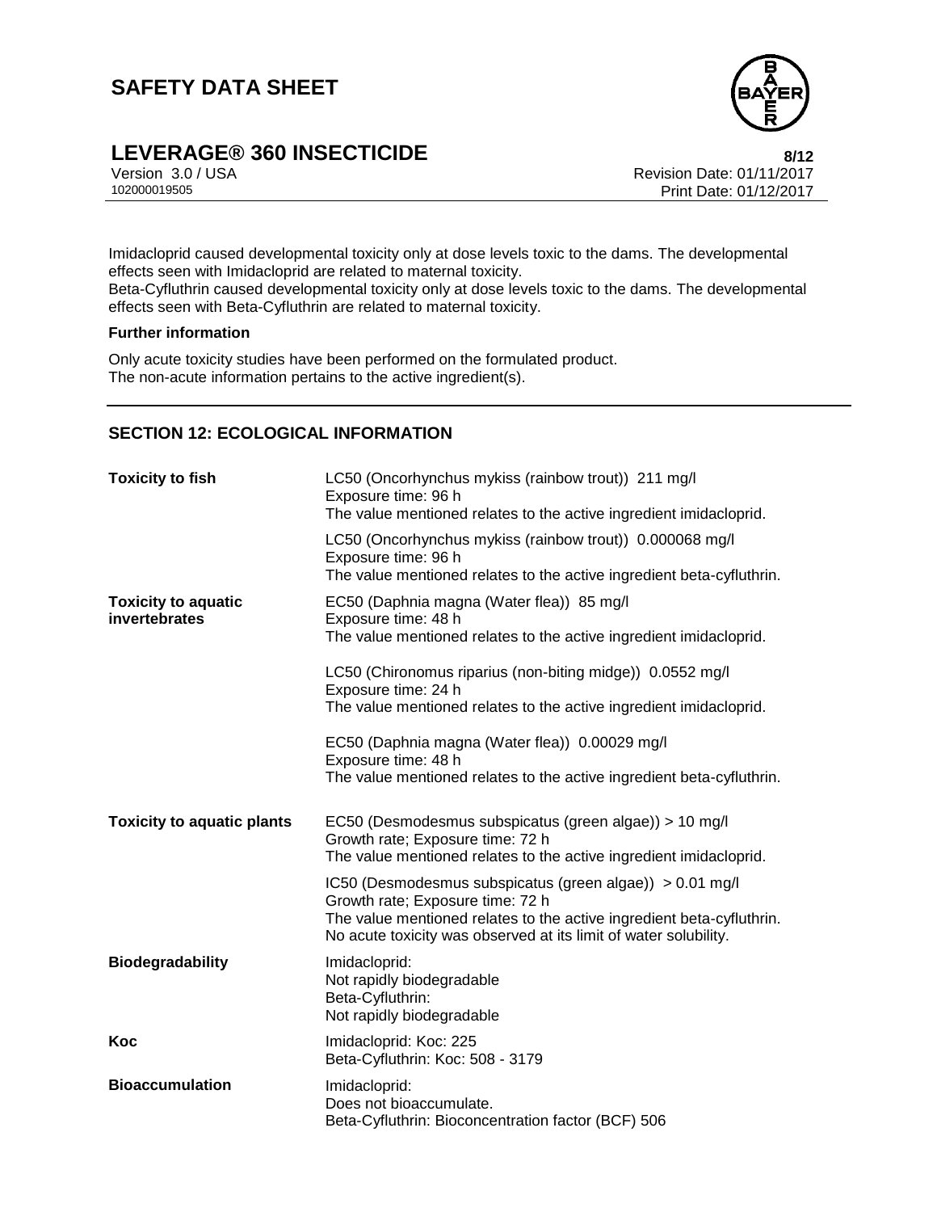Imidacloprid caused developmental toxicity only at dose levels toxic to the dams. The developmental effects seen with Imidacloprid are related to maternal toxicity.
Beta-Cyfluthrin caused developmental toxicity only at dose levels toxic to the dams. The developmental effects seen with Beta-Cyfluthrin are related to maternal toxicity.

**Further information**

Only acute toxicity studies have been performed on the formulated product.
The non-acute information pertains to the active ingredient(s).

## SECTION 12: ECOLOGICAL INFORMATION

| | |
|---|---|
| **Toxicity to fish** | LC50 (Oncorhynchus mykiss (rainbow trout)) 211 mg/l<br>Exposure time: 96 h<br>The value mentioned relates to the active ingredient imidacloprid. |
| | LC50 (Oncorhynchus mykiss (rainbow trout)) 0.000068 mg/l<br>Exposure time: 96 h<br>The value mentioned relates to the active ingredient beta-cyfluthrin. |
| **Toxicity to aquatic invertebrates** | EC50 (Daphnia magna (Water flea)) 85 mg/l<br>Exposure time: 48 h<br>The value mentioned relates to the active ingredient imidacloprid. |
| | LC50 (Chironomus riparius (non-biting midge)) 0.0552 mg/l<br>Exposure time: 24 h<br>The value mentioned relates to the active ingredient imidacloprid. |
| | EC50 (Daphnia magna (Water flea)) 0.00029 mg/l<br>Exposure time: 48 h<br>The value mentioned relates to the active ingredient beta-cyfluthrin. |
| **Toxicity to aquatic plants** | EC50 (Desmodesmus subspicatus (green algae)) > 10 mg/l<br>Growth rate; Exposure time: 72 h<br>The value mentioned relates to the active ingredient imidacloprid. |
| | IC50 (Desmodesmus subspicatus (green algae)) > 0.01 mg/l<br>Growth rate; Exposure time: 72 h<br>The value mentioned relates to the active ingredient beta-cyfluthrin.<br>No acute toxicity was observed at its limit of water solubility. |
| **Biodegradability** | Imidacloprid:<br>Not rapidly biodegradable<br>Beta-Cyfluthrin:<br>Not rapidly biodegradable |
| **Koc** | Imidacloprid: Koc: 225<br>Beta-Cyfluthrin: Koc: 508 - 3179 |
| **Bioaccumulation** | Imidacloprid:<br>Does not bioaccumulate.<br>Beta-Cyfluthrin: Bioconcentration factor (BCF) 506 |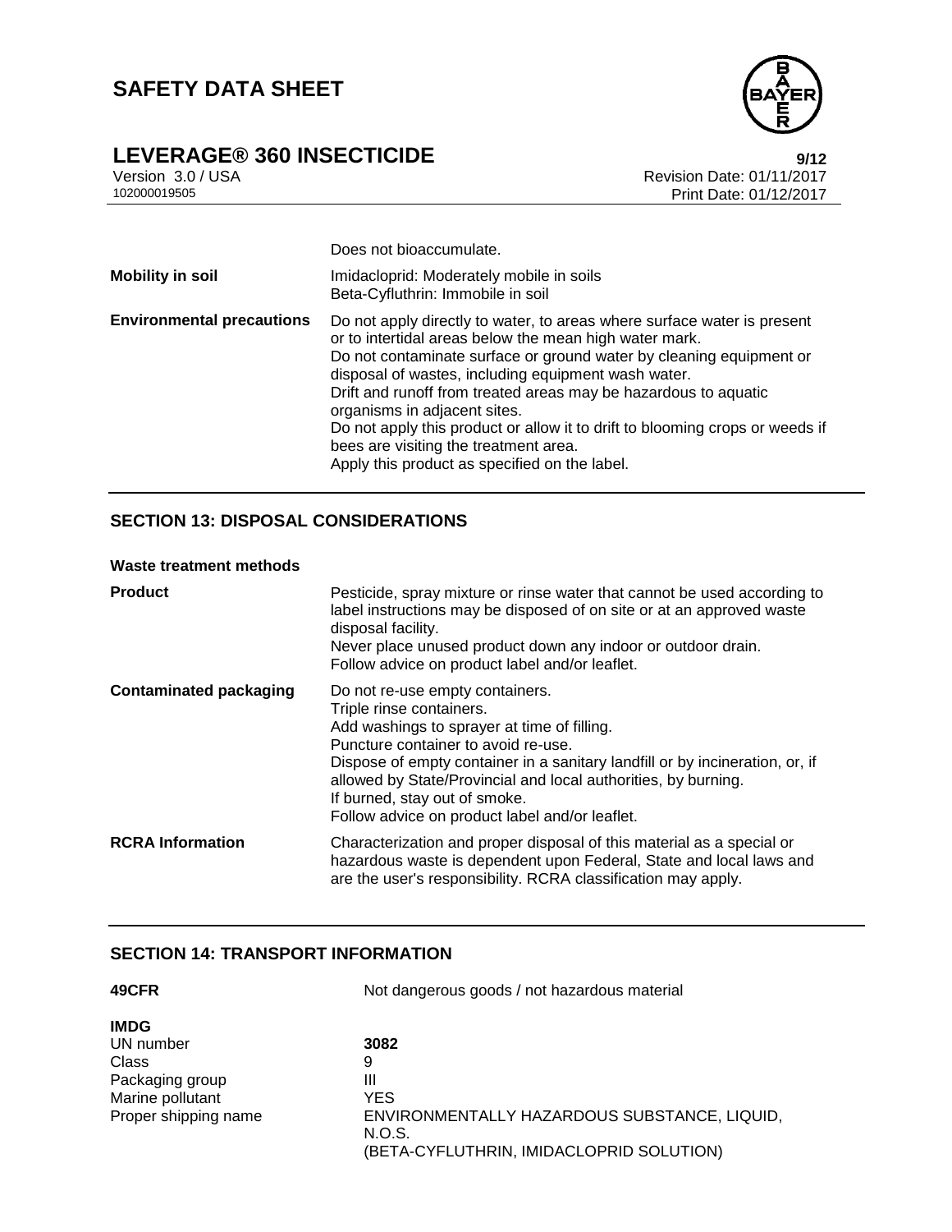| | |
|---|---|
| | Does not bioaccumulate. |
| **Mobility in soil** | Imidacloprid: Moderately mobile in soils<br>Beta-Cyfluthrin: Immobile in soil |
| **Environmental precautions** | Do not apply directly to water, to areas where surface water is present or to intertidal areas below the mean high water mark.<br>Do not contaminate surface or ground water by cleaning equipment or disposal of wastes, including equipment wash water.<br>Drift and runoff from treated areas may be hazardous to aquatic organisms in adjacent sites.<br>Do not apply this product or allow it to drift to blooming crops or weeds if bees are visiting the treatment area.<br>Apply this product as specified on the label. |

## SECTION 13: DISPOSAL CONSIDERATIONS

**Waste treatment methods**

| | |
|---|---|
| **Product** | Pesticide, spray mixture or rinse water that cannot be used according to label instructions may be disposed of on site or at an approved waste disposal facility.<br>Never place unused product down any indoor or outdoor drain.<br>Follow advice on product label and/or leaflet. |
| **Contaminated packaging** | Do not re-use empty containers.<br>Triple rinse containers.<br>Add washings to sprayer at time of filling.<br>Puncture container to avoid re-use.<br>Dispose of empty container in a sanitary landfill or by incineration, or, if allowed by State/Provincial and local authorities, by burning.<br>If burned, stay out of smoke.<br>Follow advice on product label and/or leaflet. |
| **RCRA Information** | Characterization and proper disposal of this material as a special or hazardous waste is dependent upon Federal, State and local laws and are the user's responsibility. RCRA classification may apply. |

## SECTION 14: TRANSPORT INFORMATION

| | |
|---|---|
| **49CFR** | Not dangerous goods / not hazardous material |

**IMDG**

| | |
|---|---|
| UN number | **3082** |
| Class | 9 |
| Packaging group | III |
| Marine pollutant | YES |
| Proper shipping name | ENVIRONMENTALLY HAZARDOUS SUBSTANCE, LIQUID, N.O.S.<br>(BETA-CYFLUTHRIN, IMIDACLOPRID SOLUTION) |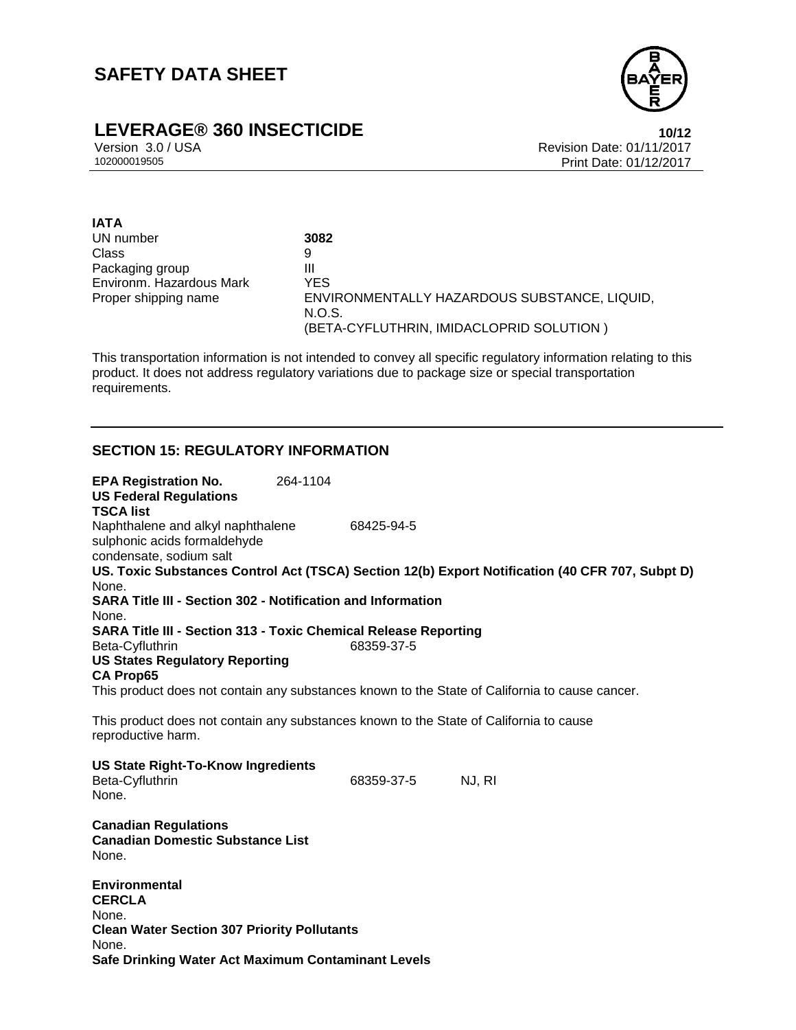**IATA**

| | |
|---|---|
| UN number | **3082** |
| Class | 9 |
| Packaging group | III |
| Environm. Hazardous Mark | YES |
| Proper shipping name | ENVIRONMENTALLY HAZARDOUS SUBSTANCE, LIQUID, N.O.S. (BETA-CYFLUTHRIN, IMIDACLOPRID SOLUTION ) |

This transportation information is not intended to convey all specific regulatory information relating to this product. It does not address regulatory variations due to package size or special transportation requirements.

## SECTION 15: REGULATORY INFORMATION

**EPA Registration No.** 264-1104

**US Federal Regulations**

**TSCA list**

| | |
|---|---|
| Naphthalene and alkyl naphthalene sulphonic acids formaldehyde condensate, sodium salt | 68425-94-5 |

**US. Toxic Substances Control Act (TSCA) Section 12(b) Export Notification (40 CFR 707, Subpt D)**

None.

**SARA Title III - Section 302 - Notification and Information**

None.

**SARA Title III - Section 313 - Toxic Chemical Release Reporting**

| | |
|---|---|
| Beta-Cyfluthrin | 68359-37-5 |

**US States Regulatory Reporting**

**CA Prop65**

This product does not contain any substances known to the State of California to cause cancer.

This product does not contain any substances known to the State of California to cause reproductive harm.

**US State Right-To-Know Ingredients**

| | | |
|---|---|---|
| Beta-Cyfluthrin | 68359-37-5 | NJ, RI |

None.

**Canadian Regulations**

**Canadian Domestic Substance List**

None.

**Environmental**

**CERCLA**

None.

**Clean Water Section 307 Priority Pollutants**

None.

**Safe Drinking Water Act Maximum Contaminant Levels**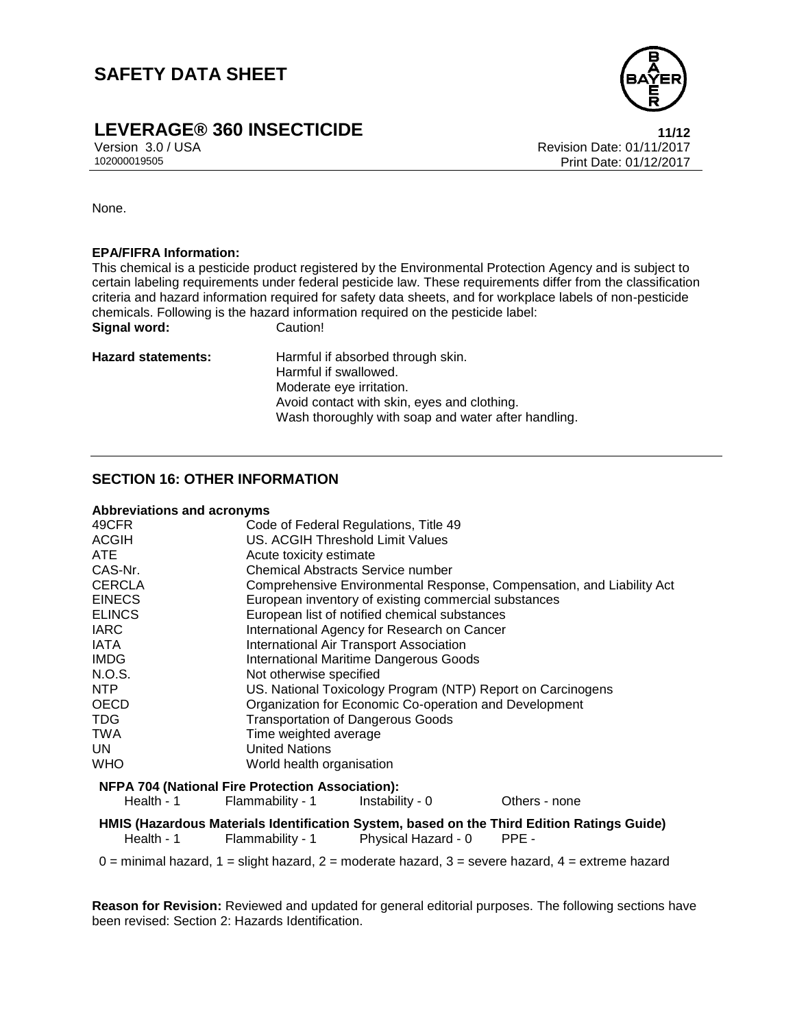None.

**EPA/FIFRA Information:**

This chemical is a pesticide product registered by the Environmental Protection Agency and is subject to certain labeling requirements under federal pesticide law. These requirements differ from the classification criteria and hazard information required for safety data sheets, and for workplace labels of non-pesticide chemicals. Following is the hazard information required on the pesticide label:

**Signal word:** Caution!

**Hazard statements:**
Harmful if absorbed through skin.
Harmful if swallowed.
Moderate eye irritation.
Avoid contact with skin, eyes and clothing.
Wash thoroughly with soap and water after handling.

## SECTION 16: OTHER INFORMATION

**Abbreviations and acronyms**

| | |
|---|---|
| 49CFR | Code of Federal Regulations, Title 49 |
| ACGIH | US. ACGIH Threshold Limit Values |
| ATE | Acute toxicity estimate |
| CAS-Nr. | Chemical Abstracts Service number |
| CERCLA | Comprehensive Environmental Response, Compensation, and Liability Act |
| EINECS | European inventory of existing commercial substances |
| ELINCS | European list of notified chemical substances |
| IARC | International Agency for Research on Cancer |
| IATA | International Air Transport Association |
| IMDG | International Maritime Dangerous Goods |
| N.O.S. | Not otherwise specified |
| NTP | US. National Toxicology Program (NTP) Report on Carcinogens |
| OECD | Organization for Economic Co-operation and Development |
| TDG | Transportation of Dangerous Goods |
| TWA | Time weighted average |
| UN | United Nations |
| WHO | World health organisation |

**NFPA 704 (National Fire Protection Association):**

| Health - 1 | Flammability - 1 | Instability - 0 | Others - none |
|---|---|---|---|

**HMIS (Hazardous Materials Identification System, based on the Third Edition Ratings Guide)**

| Health - 1 | Flammability - 1 | Physical Hazard - 0 | PPE - |
|---|---|---|---|

0 = minimal hazard, 1 = slight hazard, 2 = moderate hazard, 3 = severe hazard, 4 = extreme hazard

**Reason for Revision:** Reviewed and updated for general editorial purposes. The following sections have been revised: Section 2: Hazards Identification.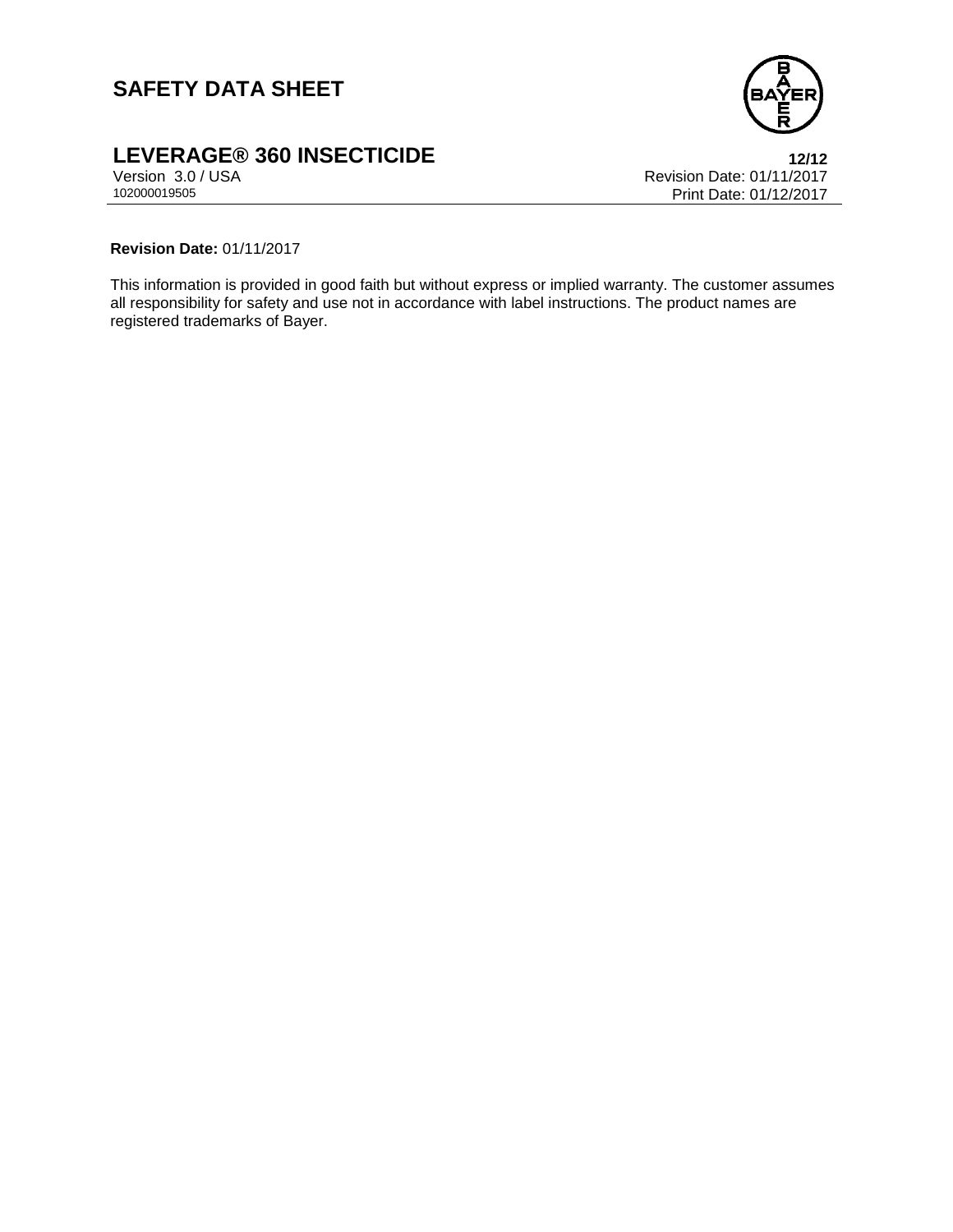**Revision Date:** 01/11/2017

This information is provided in good faith but without express or implied warranty. The customer assumes all responsibility for safety and use not in accordance with label instructions. The product names are registered trademarks of Bayer.